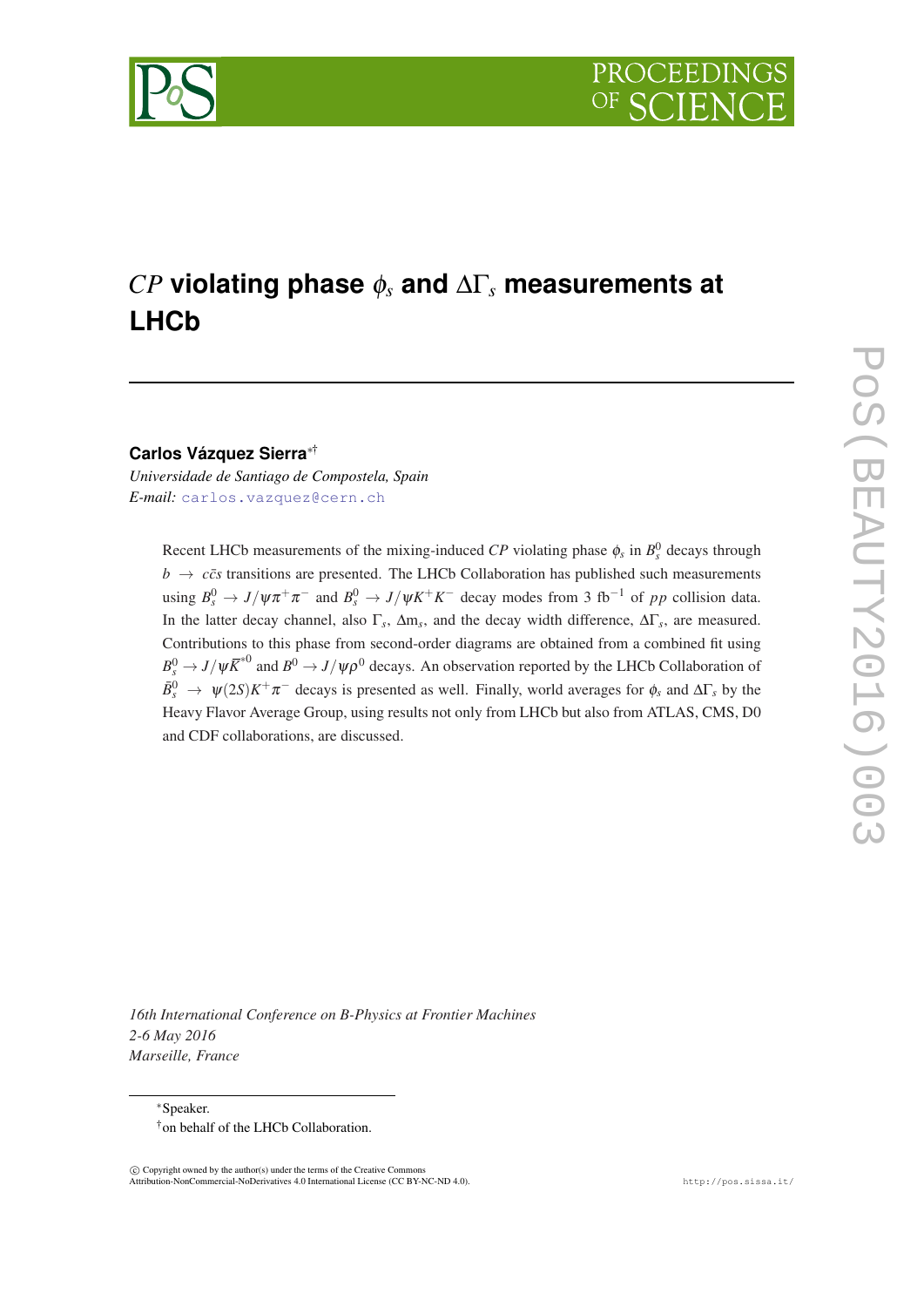# $CP$ violating phase $\phi_s$ and $\Delta\Gamma_s$ measurements at LHCb

**Carlos Vázquez Sierra**[\*†]

*Universidade de Santiago de Compostela, Spain*

*E-mail:* carlos.vazquez@cern.ch

Recent LHCb measurements of the mixing-induced $CP$ violating phase $\phi_s$ in $B_s^0$ decays through $b \to c\bar{c}s$ transitions are presented. The LHCb Collaboration has published such measurements using $B_s^0 \to J/\psi\pi^+\pi^-$ and $B_s^0 \to J/\psi K^+K^-$ decay modes from 3 fb$^{-1}$ of $pp$ collision data. In the latter decay channel, also $\Gamma_s$, $\Delta m_s$, and the decay width difference, $\Delta\Gamma_s$, are measured. Contributions to this phase from second-order diagrams are obtained from a combined fit using $B_s^0 \to J/\psi\overline{K}^{*0}$ and $B^0 \to J/\psi\rho^0$ decays. An observation reported by the LHCb Collaboration of $\bar{B}_s^0 \to \psi(2S)K^+\pi^-$ decays is presented as well. Finally, world averages for $\phi_s$ and $\Delta\Gamma_s$ by the Heavy Flavor Average Group, using results not only from LHCb but also from ATLAS, CMS, D0 and CDF collaborations, are discussed.

*16th International Conference on B-Physics at Frontier Machines*
*2-6 May 2016*
*Marseille, France*

[\*]Speaker.
[†]on behalf of the LHCb Collaboration.

© Copyright owned by the author(s) under the terms of the Creative Commons Attribution-NonCommercial-NoDerivatives 4.0 International License (CC BY-NC-ND 4.0).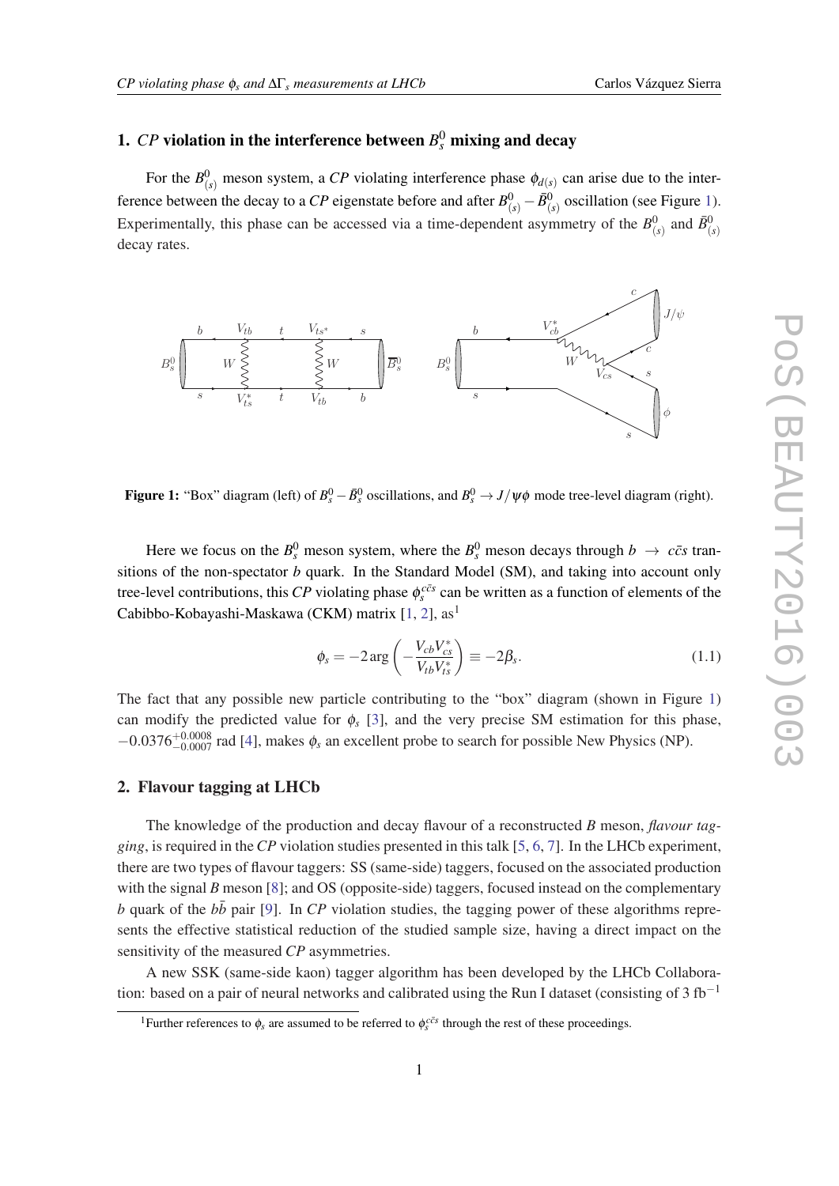## 1. *CP* violation in the interference between $B_s^0$ mixing and decay

For the $B_{(s)}^0$ meson system, a *CP* violating interference phase $\phi_{d(s)}$ can arise due to the interference between the decay to a *CP* eigenstate before and after $B_{(s)}^0 - \bar{B}_{(s)}^0$ oscillation (see Figure 1). Experimentally, this phase can be accessed via a time-dependent asymmetry of the $B_{(s)}^0$ and $\bar{B}_{(s)}^0$ decay rates.

**Figure 1:** "Box" diagram (left) of $B_s^0 - \bar{B}_s^0$ oscillations, and $B_s^0 \to J/\psi\phi$ mode tree-level diagram (right).

Here we focus on the $B_s^0$ meson system, where the $B_s^0$ meson decays through $b \to c\bar{c}s$ transitions of the non-spectator $b$ quark. In the Standard Model (SM), and taking into account only tree-level contributions, this *CP* violating phase $\phi_s^{c\bar{c}s}$ can be written as a function of elements of the Cabibbo-Kobayashi-Maskawa (CKM) matrix [1, 2], as[1]

$$\phi_s = -2\arg\left(-\frac{V_{cb}V_{cs}^*}{V_{tb}V_{ts}^*}\right) \equiv -2\beta_s. \tag{1.1}$$

The fact that any possible new particle contributing to the "box" diagram (shown in Figure 1) can modify the predicted value for $\phi_s$ [3], and the very precise SM estimation for this phase, $-0.0376^{+0.0008}_{-0.0007}$ rad [4], makes $\phi_s$ an excellent probe to search for possible New Physics (NP).

## 2. Flavour tagging at LHCb

The knowledge of the production and decay flavour of a reconstructed $B$ meson, *flavour tagging*, is required in the *CP* violation studies presented in this talk [5, 6, 7]. In the LHCb experiment, there are two types of flavour taggers: SS (same-side) taggers, focused on the associated production with the signal $B$ meson [8]; and OS (opposite-side) taggers, focused instead on the complementary $b$ quark of the $b\bar{b}$ pair [9]. In *CP* violation studies, the tagging power of these algorithms represents the effective statistical reduction of the studied sample size, having a direct impact on the sensitivity of the measured *CP* asymmetries.

A new SSK (same-side kaon) tagger algorithm has been developed by the LHCb Collaboration: based on a pair of neural networks and calibrated using the Run I dataset (consisting of 3 $\text{fb}^{-1}$

[1] Further references to $\phi_s$ are assumed to be referred to $\phi_s^{c\bar{c}s}$ through the rest of these proceedings.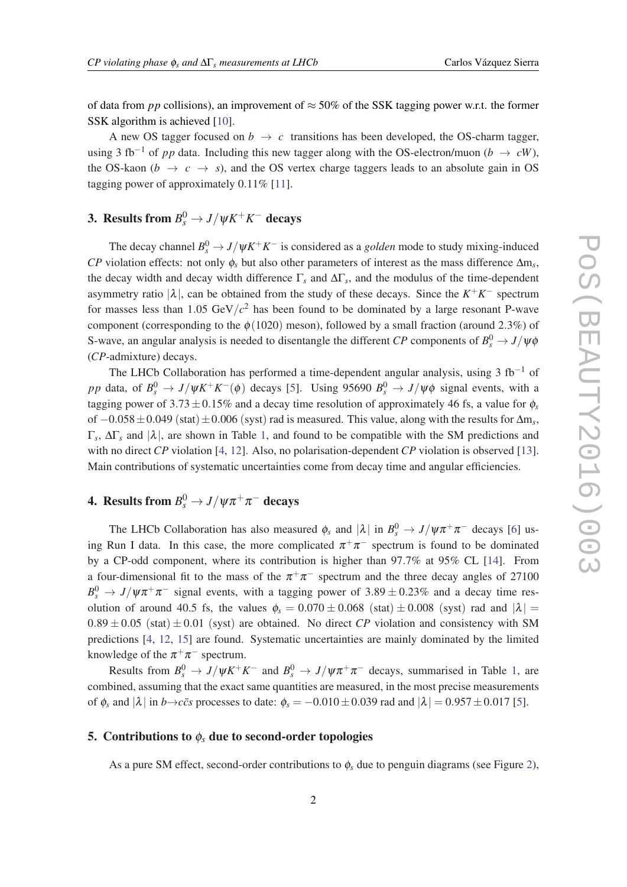of data from $pp$ collisions), an improvement of $\approx 50\%$ of the SSK tagging power w.r.t. the former SSK algorithm is achieved [10].

A new OS tagger focused on $b \to c$ transitions has been developed, the OS-charm tagger, using 3 fb$^{-1}$ of $pp$ data. Including this new tagger along with the OS-electron/muon ($b \to cW$), the OS-kaon ($b \to c \to s$), and the OS vertex charge taggers leads to an absolute gain in OS tagging power of approximately 0.11% [11].

## 3. Results from $B_s^0 \to J/\psi K^+K^-$ decays

The decay channel $B_s^0 \to J/\psi K^+K^-$ is considered as a *golden* mode to study mixing-induced *CP* violation effects: not only $\phi_s$ but also other parameters of interest as the mass difference $\Delta m_s$, the decay width and decay width difference $\Gamma_s$ and $\Delta\Gamma_s$, and the modulus of the time-dependent asymmetry ratio $|\lambda|$, can be obtained from the study of these decays. Since the $K^+K^-$ spectrum for masses less than 1.05 GeV/$c^2$ has been found to be dominated by a large resonant P-wave component (corresponding to the $\phi(1020)$ meson), followed by a small fraction (around 2.3%) of S-wave, an angular analysis is needed to disentangle the different *CP* components of $B_s^0 \to J/\psi\phi$ (*CP*-admixture) decays.

The LHCb Collaboration has performed a time-dependent angular analysis, using 3 fb$^{-1}$ of $pp$ data, of $B_s^0 \to J/\psi K^+K^-(\phi)$ decays [5]. Using 95690 $B_s^0 \to J/\psi\phi$ signal events, with a tagging power of $3.73 \pm 0.15\%$ and a decay time resolution of approximately 46 fs, a value for $\phi_s$ of $-0.058 \pm 0.049$ (stat) $\pm 0.006$ (syst) rad is measured. This value, along with the results for $\Delta m_s$, $\Gamma_s$, $\Delta\Gamma_s$ and $|\lambda|$, are shown in Table 1, and found to be compatible with the SM predictions and with no direct *CP* violation [4, 12]. Also, no polarisation-dependent *CP* violation is observed [13]. Main contributions of systematic uncertainties come from decay time and angular efficiencies.

## 4. Results from $B_s^0 \to J/\psi\pi^+\pi^-$ decays

The LHCb Collaboration has also measured $\phi_s$ and $|\lambda|$ in $B_s^0 \to J/\psi\pi^+\pi^-$ decays [6] using Run I data. In this case, the more complicated $\pi^+\pi^-$ spectrum is found to be dominated by a CP-odd component, where its contribution is higher than 97.7% at 95% CL [14]. From a four-dimensional fit to the mass of the $\pi^+\pi^-$ spectrum and the three decay angles of 27100 $B_s^0 \to J/\psi\pi^+\pi^-$ signal events, with a tagging power of $3.89 \pm 0.23\%$ and a decay time resolution of around 40.5 fs, the values $\phi_s = 0.070 \pm 0.068$ (stat) $\pm 0.008$ (syst) rad and $|\lambda| = 0.89 \pm 0.05$ (stat) $\pm 0.01$ (syst) are obtained. No direct *CP* violation and consistency with SM predictions [4, 12, 15] are found. Systematic uncertainties are mainly dominated by the limited knowledge of the $\pi^+\pi^-$ spectrum.

Results from $B_s^0 \to J/\psi K^+K^-$ and $B_s^0 \to J/\psi\pi^+\pi^-$ decays, summarised in Table 1, are combined, assuming that the exact same quantities are measured, in the most precise measurements of $\phi_s$ and $|\lambda|$ in $b \to c\bar{c}s$ processes to date: $\phi_s = -0.010 \pm 0.039$ rad and $|\lambda| = 0.957 \pm 0.017$ [5].

## 5. Contributions to $\phi_s$ due to second-order topologies

As a pure SM effect, second-order contributions to $\phi_s$ due to penguin diagrams (see Figure 2),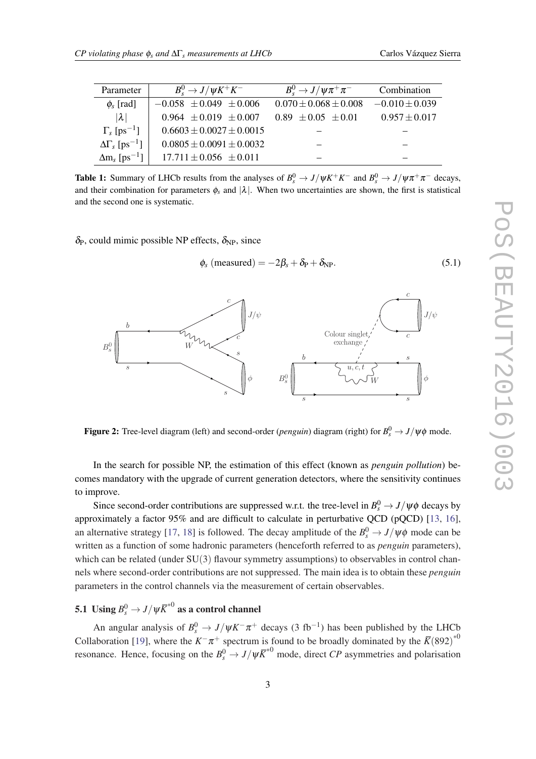| Parameter | $B_s^0 \to J/\psi K^+K^-$ | $B_s^0 \to J/\psi \pi^+\pi^-$ | Combination |
|---|---|---|---|
| $\phi_s$ [rad] | $-0.058 \pm 0.049 \pm 0.006$ | $0.070 \pm 0.068 \pm 0.008$ | $-0.010 \pm 0.039$ |
| $\lvert\lambda\rvert$ | $0.964 \pm 0.019 \pm 0.007$ | $0.89 \pm 0.05 \pm 0.01$ | $0.957 \pm 0.017$ |
| $\Gamma_s$ [ps$^{-1}$] | $0.6603 \pm 0.0027 \pm 0.0015$ | – | – |
| $\Delta\Gamma_s$ [ps$^{-1}$] | $0.0805 \pm 0.0091 \pm 0.0032$ | – | – |
| $\Delta m_s$ [ps$^{-1}$] | $17.711 \pm 0.056 \pm 0.011$ | – | – |

**Table 1:** Summary of LHCb results from the analyses of $B_s^0 \to J/\psi K^+K^-$ and $B_s^0 \to J/\psi \pi^+\pi^-$ decays, and their combination for parameters $\phi_s$ and $|\lambda|$. When two uncertainties are shown, the first is statistical and the second one is systematic.

$\delta_{\mathrm{P}}$, could mimic possible NP effects, $\delta_{\mathrm{NP}}$, since

$$\phi_s \text{ (measured)} = -2\beta_s + \delta_{\mathrm{P}} + \delta_{\mathrm{NP}}. \tag{5.1}$$

**Figure 2:** Tree-level diagram (left) and second-order (*penguin*) diagram (right) for $B_s^0 \to J/\psi\phi$ mode.

In the search for possible NP, the estimation of this effect (known as *penguin pollution*) becomes mandatory with the upgrade of current generation detectors, where the sensitivity continues to improve.

Since second-order contributions are suppressed w.r.t. the tree-level in $B_s^0 \to J/\psi\phi$ decays by approximately a factor 95% and are difficult to calculate in perturbative QCD (pQCD) [13, 16], an alternative strategy [17, 18] is followed. The decay amplitude of the $B_s^0 \to J/\psi\phi$ mode can be written as a function of some hadronic parameters (henceforth referred to as *penguin* parameters), which can be related (under SU(3) flavour symmetry assumptions) to observables in control channels where second-order contributions are not suppressed. The main idea is to obtain these *penguin* parameters in the control channels via the measurement of certain observables.

### 5.1 Using $B_s^0 \to J/\psi \overline{K}^{*0}$ as a control channel

An angular analysis of $B_s^0 \to J/\psi K^-\pi^+$ decays (3 fb$^{-1}$) has been published by the LHCb Collaboration [19], where the $K^-\pi^+$ spectrum is found to be broadly dominated by the $\overline{K}(892)^{*0}$ resonance. Hence, focusing on the $B_s^0 \to J/\psi \overline{K}^{*0}$ mode, direct *CP* asymmetries and polarisation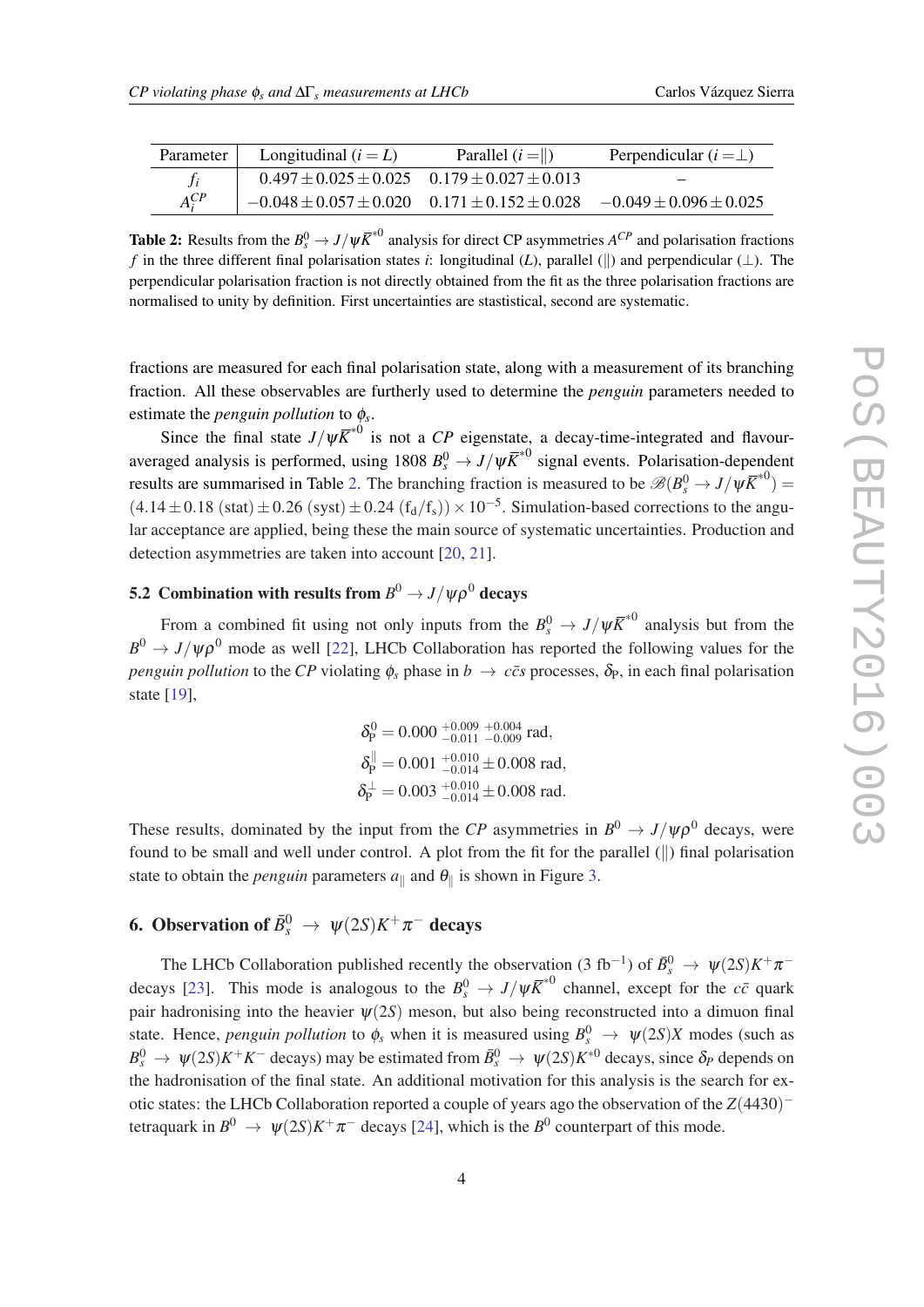| Parameter | Longitudinal ($i = L$) | Parallel ($i = \parallel$) | Perpendicular ($i = \perp$) |
|---|---|---|---|
| $f_i$ | $0.497 \pm 0.025 \pm 0.025$ | $0.179 \pm 0.027 \pm 0.013$ | – |
| $A_i^{CP}$ | $-0.048 \pm 0.057 \pm 0.020$ | $0.171 \pm 0.152 \pm 0.028$ | $-0.049 \pm 0.096 \pm 0.025$ |

**Table 2:** Results from the $B_s^0 \to J/\psi \overline{K}^{*0}$ analysis for direct CP asymmetries $A^{CP}$ and polarisation fractions $f$ in the three different final polarisation states $i$: longitudinal ($L$), parallel ($\parallel$) and perpendicular ($\perp$). The perpendicular polarisation fraction is not directly obtained from the fit as the three polarisation fractions are normalised to unity by definition. First uncertainties are stastistical, second are systematic.

fractions are measured for each final polarisation state, along with a measurement of its branching fraction. All these observables are furtherly used to determine the *penguin* parameters needed to estimate the *penguin pollution* to $\phi_s$.

Since the final state $J/\psi \overline{K}^{*0}$ is not a *CP* eigenstate, a decay-time-integrated and flavour-averaged analysis is performed, using 1808 $B_s^0 \to J/\psi \overline{K}^{*0}$ signal events. Polarisation-dependent results are summarised in Table 2. The branching fraction is measured to be $\mathscr{B}(B_s^0 \to J/\psi \overline{K}^{*0}) = (4.14 \pm 0.18\ (\text{stat}) \pm 0.26\ (\text{syst}) \pm 0.24\ (\text{f}_\text{d}/\text{f}_\text{s})) \times 10^{-5}$. Simulation-based corrections to the angular acceptance are applied, being these the main source of systematic uncertainties. Production and detection asymmetries are taken into account [20, 21].

### 5.2 Combination with results from $B^0 \to J/\psi \rho^0$ decays

From a combined fit using not only inputs from the $B_s^0 \to J/\psi \overline{K}^{*0}$ analysis but from the $B^0 \to J/\psi \rho^0$ mode as well [22], LHCb Collaboration has reported the following values for the *penguin pollution* to the *CP* violating $\phi_s$ phase in $b \to c\bar{c}s$ processes, $\delta_\text{P}$, in each final polarisation state [19],

$$\delta_\text{P}^0 = 0.000\ ^{+0.009}_{-0.011}\ ^{+0.004}_{-0.009}\ \text{rad},$$
$$\delta_\text{P}^\parallel = 0.001\ ^{+0.010}_{-0.014} \pm 0.008\ \text{rad},$$
$$\delta_\text{P}^\perp = 0.003\ ^{+0.010}_{-0.014} \pm 0.008\ \text{rad}.$$

These results, dominated by the input from the *CP* asymmetries in $B^0 \to J/\psi \rho^0$ decays, were found to be small and well under control. A plot from the fit for the parallel ($\parallel$) final polarisation state to obtain the *penguin* parameters $a_\parallel$ and $\theta_\parallel$ is shown in Figure 3.

## 6. Observation of $\bar{B}_s^0 \to \psi(2S)K^+\pi^-$ decays

The LHCb Collaboration published recently the observation (3 fb$^{-1}$) of $\bar{B}_s^0 \to \psi(2S)K^+\pi^-$ decays [23]. This mode is analogous to the $B_s^0 \to J/\psi \overline{K}^{*0}$ channel, except for the $c\bar{c}$ quark pair hadronising into the heavier $\psi(2S)$ meson, but also being reconstructed into a dimuon final state. Hence, *penguin pollution* to $\phi_s$ when it is measured using $B_s^0 \to \psi(2S)X$ modes (such as $B_s^0 \to \psi(2S)K^+K^-$ decays) may be estimated from $\bar{B}_s^0 \to \psi(2S)K^{*0}$ decays, since $\delta_P$ depends on the hadronisation of the final state. An additional motivation for this analysis is the search for exotic states: the LHCb Collaboration reported a couple of years ago the observation of the $Z(4430)^-$ tetraquark in $B^0 \to \psi(2S)K^+\pi^-$ decays [24], which is the $B^0$ counterpart of this mode.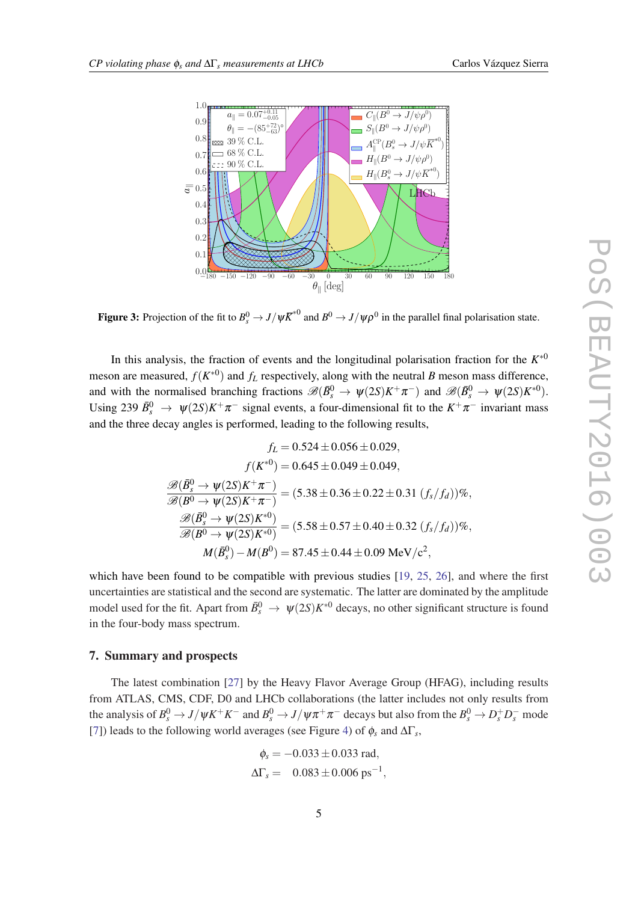**Figure 3:** Projection of the fit to $B_s^0 \to J/\psi \bar{K}^{*0}$ and $B^0 \to J/\psi \rho^0$ in the parallel final polarisation state.

In this analysis, the fraction of events and the longitudinal polarisation fraction for the $K^{*0}$ meson are measured, $f(K^{*0})$ and $f_L$ respectively, along with the neutral $B$ meson mass difference, and with the normalised branching fractions $\mathcal{B}(\bar{B}_s^0 \to \psi(2S)K^+\pi^-)$ and $\mathcal{B}(\bar{B}_s^0 \to \psi(2S)K^{*0})$. Using 239 $\bar{B}_s^0 \to \psi(2S)K^+\pi^-$ signal events, a four-dimensional fit to the $K^+\pi^-$ invariant mass and the three decay angles is performed, leading to the following results,

$$
\begin{aligned}
f_L &= 0.524 \pm 0.056 \pm 0.029, \\
f(K^{*0}) &= 0.645 \pm 0.049 \pm 0.049, \\
\frac{\mathcal{B}(\bar{B}_s^0 \to \psi(2S)K^+\pi^-)}{\mathcal{B}(B^0 \to \psi(2S)K^+\pi^-)} &= (5.38 \pm 0.36 \pm 0.22 \pm 0.31 \; (f_s/f_d))\%, \\
\frac{\mathcal{B}(\bar{B}_s^0 \to \psi(2S)K^{*0})}{\mathcal{B}(B^0 \to \psi(2S)K^{*0})} &= (5.58 \pm 0.57 \pm 0.40 \pm 0.32 \; (f_s/f_d))\%, \\
M(\bar{B}_s^0) - M(B^0) &= 87.45 \pm 0.44 \pm 0.09 \text{ MeV}/c^2,
\end{aligned}
$$

which have been found to be compatible with previous studies [19, 25, 26], and where the first uncertainties are statistical and the second are systematic. The latter are dominated by the amplitude model used for the fit. Apart from $\bar{B}_s^0 \to \psi(2S)K^{*0}$ decays, no other significant structure is found in the four-body mass spectrum.

## 7. Summary and prospects

The latest combination [27] by the Heavy Flavor Average Group (HFAG), including results from ATLAS, CMS, CDF, D0 and LHCb collaborations (the latter includes not only results from the analysis of $B_s^0 \to J/\psi K^+K^-$ and $B_s^0 \to J/\psi \pi^+\pi^-$ decays but also from the $B_s^0 \to D_s^+ D_s^-$ mode [7]) leads to the following world averages (see Figure 4) of $\phi_s$ and $\Delta\Gamma_s$,

$$
\begin{aligned}
\phi_s &= -0.033 \pm 0.033 \text{ rad}, \\
\Delta\Gamma_s &= \phantom{-}0.083 \pm 0.006 \text{ ps}^{-1},
\end{aligned}
$$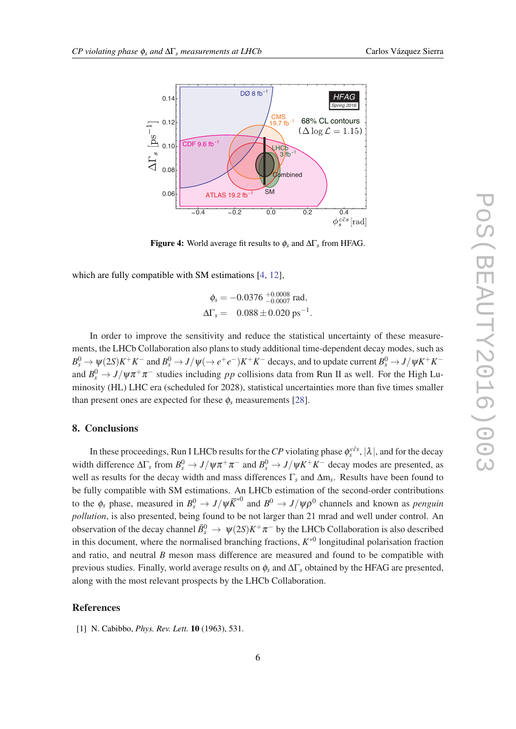**Figure 4:** World average fit results to $\phi_s$ and $\Delta\Gamma_s$ from HFAG.

which are fully compatible with SM estimations [4, 12],

$$\phi_s = -0.0376 \,^{+0.0008}_{-0.0007} \text{ rad},$$
$$\Delta\Gamma_s = \quad 0.088 \pm 0.020 \text{ ps}^{-1}.$$

In order to improve the sensitivity and reduce the statistical uncertainty of these measurements, the LHCb Collaboration also plans to study additional time-dependent decay modes, such as $B_s^0 \to \psi(2S)K^+K^-$ and $B_s^0 \to J/\psi(\to e^+e^-)K^+K^-$ decays, and to update current $B_s^0 \to J/\psi K^+K^-$ and $B_s^0 \to J/\psi\pi^+\pi^-$ studies including $pp$ collisions data from Run II as well. For the High Luminosity (HL) LHC era (scheduled for 2028), statistical uncertainties more than five times smaller than present ones are expected for these $\phi_s$ measurements [28].

## 8. Conclusions

In these proceedings, Run I LHCb results for the *CP* violating phase $\phi_s^{c\bar{c}s}$, $|\lambda|$, and for the decay width difference $\Delta\Gamma_s$ from $B_s^0 \to J/\psi\pi^+\pi^-$ and $B_s^0 \to J/\psi K^+K^-$ decay modes are presented, as well as results for the decay width and mass differences $\Gamma_s$ and $\Delta m_s$. Results have been found to be fully compatible with SM estimations. An LHCb estimation of the second-order contributions to the $\phi_s$ phase, measured in $B_s^0 \to J/\psi\bar{K}^{*0}$ and $B^0 \to J/\psi\rho^0$ channels and known as *penguin pollution*, is also presented, being found to be not larger than 21 mrad and well under control. An observation of the decay channel $\bar{B}_s^0 \to \psi(2S)K^+\pi^-$ by the LHCb Collaboration is also described in this document, where the normalised branching fractions, $K^{*0}$ longitudinal polarisation fraction and ratio, and neutral $B$ meson mass difference are measured and found to be compatible with previous studies. Finally, world average results on $\phi_s$ and $\Delta\Gamma_s$ obtained by the HFAG are presented, along with the most relevant prospects by the LHCb Collaboration.

## References

[1] N. Cabibbo, *Phys. Rev. Lett.* **10** (1963), 531.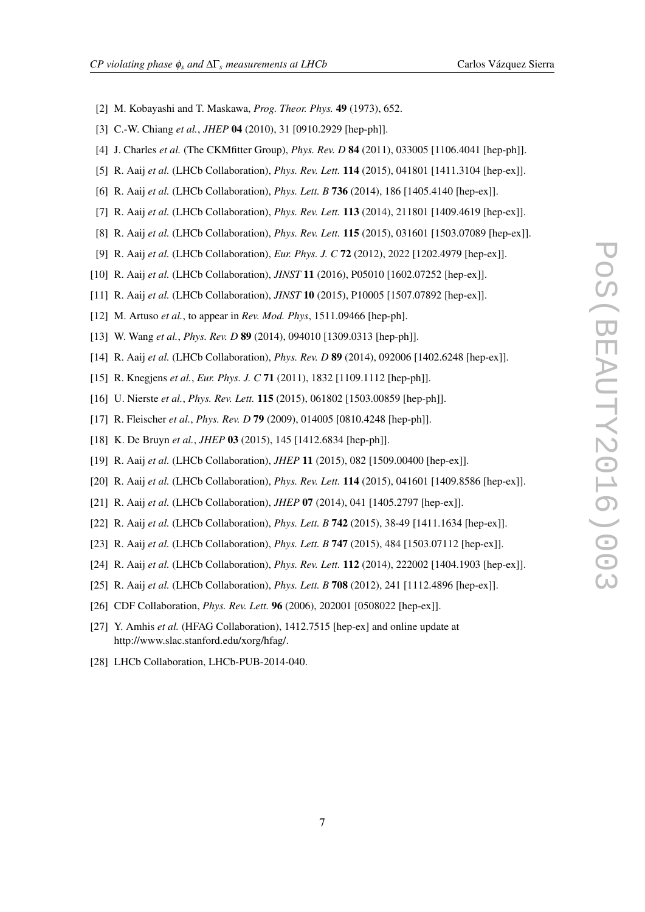[2] M. Kobayashi and T. Maskawa, *Prog. Theor. Phys.* **49** (1973), 652.

[3] C.-W. Chiang *et al.*, *JHEP* **04** (2010), 31 [0910.2929 [hep-ph]].

[4] J. Charles *et al.* (The CKMfitter Group), *Phys. Rev. D* **84** (2011), 033005 [1106.4041 [hep-ph]].

[5] R. Aaij *et al.* (LHCb Collaboration), *Phys. Rev. Lett.* **114** (2015), 041801 [1411.3104 [hep-ex]].

[6] R. Aaij *et al.* (LHCb Collaboration), *Phys. Lett. B* **736** (2014), 186 [1405.4140 [hep-ex]].

[7] R. Aaij *et al.* (LHCb Collaboration), *Phys. Rev. Lett.* **113** (2014), 211801 [1409.4619 [hep-ex]].

[8] R. Aaij *et al.* (LHCb Collaboration), *Phys. Rev. Lett.* **115** (2015), 031601 [1503.07089 [hep-ex]].

[9] R. Aaij *et al.* (LHCb Collaboration), *Eur. Phys. J. C* **72** (2012), 2022 [1202.4979 [hep-ex]].

[10] R. Aaij *et al.* (LHCb Collaboration), *JINST* **11** (2016), P05010 [1602.07252 [hep-ex]].

[11] R. Aaij *et al.* (LHCb Collaboration), *JINST* **10** (2015), P10005 [1507.07892 [hep-ex]].

[12] M. Artuso *et al.*, to appear in *Rev. Mod. Phys*, 1511.09466 [hep-ph].

[13] W. Wang *et al.*, *Phys. Rev. D* **89** (2014), 094010 [1309.0313 [hep-ph]].

[14] R. Aaij *et al.* (LHCb Collaboration), *Phys. Rev. D* **89** (2014), 092006 [1402.6248 [hep-ex]].

[15] R. Knegjens *et al.*, *Eur. Phys. J. C* **71** (2011), 1832 [1109.1112 [hep-ph]].

[16] U. Nierste *et al.*, *Phys. Rev. Lett.* **115** (2015), 061802 [1503.00859 [hep-ph]].

[17] R. Fleischer *et al.*, *Phys. Rev. D* **79** (2009), 014005 [0810.4248 [hep-ph]].

[18] K. De Bruyn *et al.*, *JHEP* **03** (2015), 145 [1412.6834 [hep-ph]].

[19] R. Aaij *et al.* (LHCb Collaboration), *JHEP* **11** (2015), 082 [1509.00400 [hep-ex]].

[20] R. Aaij *et al.* (LHCb Collaboration), *Phys. Rev. Lett.* **114** (2015), 041601 [1409.8586 [hep-ex]].

[21] R. Aaij *et al.* (LHCb Collaboration), *JHEP* **07** (2014), 041 [1405.2797 [hep-ex]].

[22] R. Aaij *et al.* (LHCb Collaboration), *Phys. Lett. B* **742** (2015), 38-49 [1411.1634 [hep-ex]].

[23] R. Aaij *et al.* (LHCb Collaboration), *Phys. Lett. B* **747** (2015), 484 [1503.07112 [hep-ex]].

[24] R. Aaij *et al.* (LHCb Collaboration), *Phys. Rev. Lett.* **112** (2014), 222002 [1404.1903 [hep-ex]].

[25] R. Aaij *et al.* (LHCb Collaboration), *Phys. Lett. B* **708** (2012), 241 [1112.4896 [hep-ex]].

[26] CDF Collaboration, *Phys. Rev. Lett.* **96** (2006), 202001 [0508022 [hep-ex]].

[27] Y. Amhis *et al.* (HFAG Collaboration), 1412.7515 [hep-ex] and online update at http://www.slac.stanford.edu/xorg/hfag/.

[28] LHCb Collaboration, LHCb-PUB-2014-040.